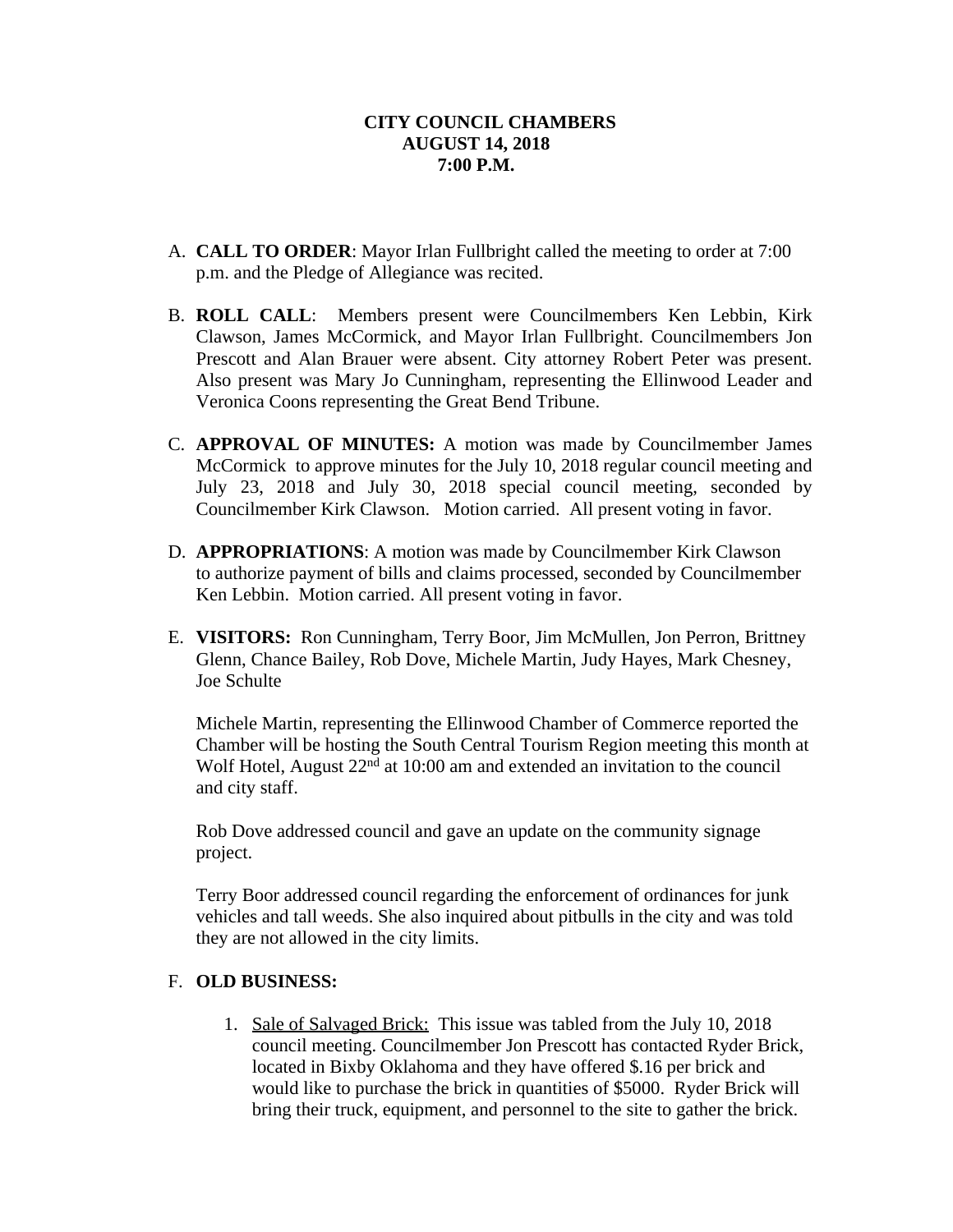**CITY COUNCIL CHAMBERS**
**AUGUST 14, 2018**
**7:00 P.M.**

A. **CALL TO ORDER**: Mayor Irlan Fullbright called the meeting to order at 7:00 p.m. and the Pledge of Allegiance was recited.

B. **ROLL CALL**: Members present were Councilmembers Ken Lebbin, Kirk Clawson, James McCormick, and Mayor Irlan Fullbright. Councilmembers Jon Prescott and Alan Brauer were absent. City attorney Robert Peter was present. Also present was Mary Jo Cunningham, representing the Ellinwood Leader and Veronica Coons representing the Great Bend Tribune.

C. **APPROVAL OF MINUTES:** A motion was made by Councilmember James McCormick to approve minutes for the July 10, 2018 regular council meeting and July 23, 2018 and July 30, 2018 special council meeting, seconded by Councilmember Kirk Clawson. Motion carried. All present voting in favor.

D. **APPROPRIATIONS**: A motion was made by Councilmember Kirk Clawson to authorize payment of bills and claims processed, seconded by Councilmember Ken Lebbin. Motion carried. All present voting in favor.

E. **VISITORS:** Ron Cunningham, Terry Boor, Jim McMullen, Jon Perron, Brittney Glenn, Chance Bailey, Rob Dove, Michele Martin, Judy Hayes, Mark Chesney, Joe Schulte

   Michele Martin, representing the Ellinwood Chamber of Commerce reported the Chamber will be hosting the South Central Tourism Region meeting this month at Wolf Hotel, August 22nd at 10:00 am and extended an invitation to the council and city staff.

   Rob Dove addressed council and gave an update on the community signage project.

   Terry Boor addressed council regarding the enforcement of ordinances for junk vehicles and tall weeds. She also inquired about pitbulls in the city and was told they are not allowed in the city limits.

F. **OLD BUSINESS:**

   1. Sale of Salvaged Brick: This issue was tabled from the July 10, 2018 council meeting. Councilmember Jon Prescott has contacted Ryder Brick, located in Bixby Oklahoma and they have offered $.16 per brick and would like to purchase the brick in quantities of $5000. Ryder Brick will bring their truck, equipment, and personnel to the site to gather the brick.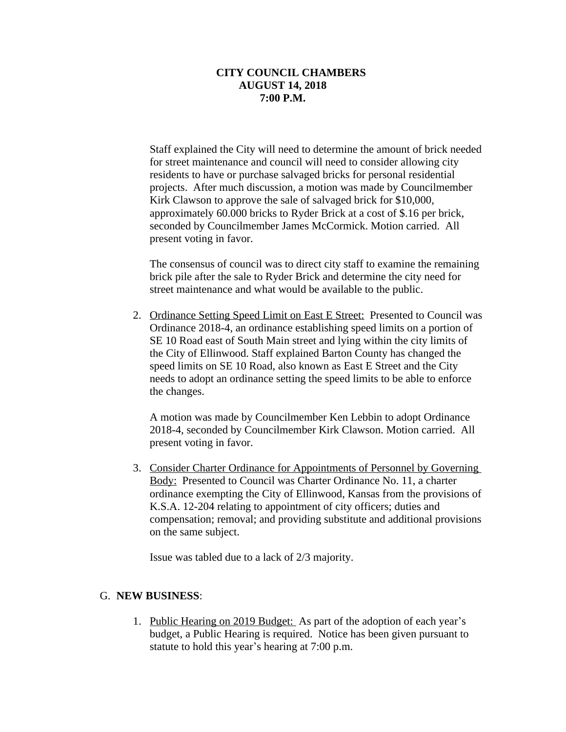**CITY COUNCIL CHAMBERS**
**AUGUST 14, 2018**
**7:00 P.M.**

Staff explained the City will need to determine the amount of brick needed for street maintenance and council will need to consider allowing city residents to have or purchase salvaged bricks for personal residential projects. After much discussion, a motion was made by Councilmember Kirk Clawson to approve the sale of salvaged brick for $10,000, approximately 60.000 bricks to Ryder Brick at a cost of $.16 per brick, seconded by Councilmember James McCormick. Motion carried. All present voting in favor.

The consensus of council was to direct city staff to examine the remaining brick pile after the sale to Ryder Brick and determine the city need for street maintenance and what would be available to the public.

2. <u>Ordinance Setting Speed Limit on East E Street:</u> Presented to Council was Ordinance 2018-4, an ordinance establishing speed limits on a portion of SE 10 Road east of South Main street and lying within the city limits of the City of Ellinwood. Staff explained Barton County has changed the speed limits on SE 10 Road, also known as East E Street and the City needs to adopt an ordinance setting the speed limits to be able to enforce the changes.

   A motion was made by Councilmember Ken Lebbin to adopt Ordinance 2018-4, seconded by Councilmember Kirk Clawson. Motion carried. All present voting in favor.

3. <u>Consider Charter Ordinance for Appointments of Personnel by Governing Body:</u> Presented to Council was Charter Ordinance No. 11, a charter ordinance exempting the City of Ellinwood, Kansas from the provisions of K.S.A. 12-204 relating to appointment of city officers; duties and compensation; removal; and providing substitute and additional provisions on the same subject.

   Issue was tabled due to a lack of 2/3 majority.

G. **NEW BUSINESS**:

1. <u>Public Hearing on 2019 Budget:</u> As part of the adoption of each year's budget, a Public Hearing is required. Notice has been given pursuant to statute to hold this year's hearing at 7:00 p.m.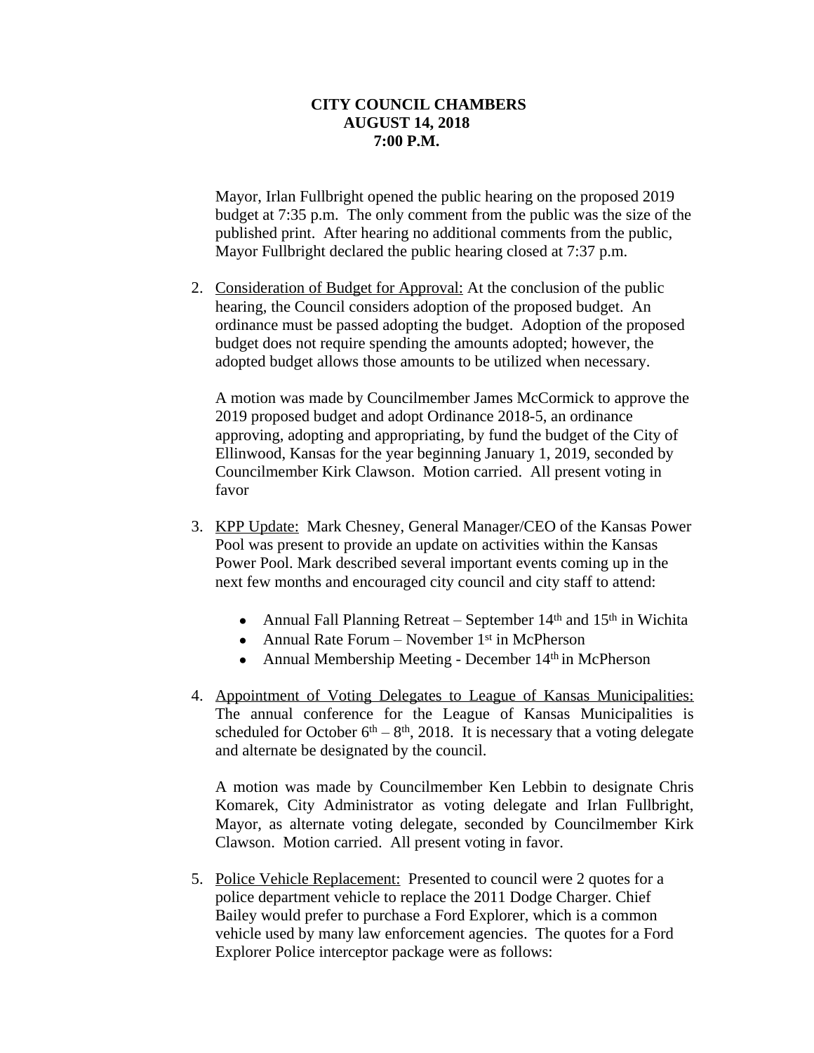**CITY COUNCIL CHAMBERS**
**AUGUST 14, 2018**
**7:00 P.M.**

Mayor, Irlan Fullbright opened the public hearing on the proposed 2019 budget at 7:35 p.m. The only comment from the public was the size of the published print. After hearing no additional comments from the public, Mayor Fullbright declared the public hearing closed at 7:37 p.m.

2. Consideration of Budget for Approval: At the conclusion of the public hearing, the Council considers adoption of the proposed budget. An ordinance must be passed adopting the budget. Adoption of the proposed budget does not require spending the amounts adopted; however, the adopted budget allows those amounts to be utilized when necessary.

   A motion was made by Councilmember James McCormick to approve the 2019 proposed budget and adopt Ordinance 2018-5, an ordinance approving, adopting and appropriating, by fund the budget of the City of Ellinwood, Kansas for the year beginning January 1, 2019, seconded by Councilmember Kirk Clawson. Motion carried. All present voting in favor

3. KPP Update: Mark Chesney, General Manager/CEO of the Kansas Power Pool was present to provide an update on activities within the Kansas Power Pool. Mark described several important events coming up in the next few months and encouraged city council and city staff to attend:

   - Annual Fall Planning Retreat – September 14th and 15th in Wichita
   - Annual Rate Forum – November 1st in McPherson
   - Annual Membership Meeting - December 14th in McPherson

4. Appointment of Voting Delegates to League of Kansas Municipalities: The annual conference for the League of Kansas Municipalities is scheduled for October 6th – 8th, 2018. It is necessary that a voting delegate and alternate be designated by the council.

   A motion was made by Councilmember Ken Lebbin to designate Chris Komarek, City Administrator as voting delegate and Irlan Fullbright, Mayor, as alternate voting delegate, seconded by Councilmember Kirk Clawson. Motion carried. All present voting in favor.

5. Police Vehicle Replacement: Presented to council were 2 quotes for a police department vehicle to replace the 2011 Dodge Charger. Chief Bailey would prefer to purchase a Ford Explorer, which is a common vehicle used by many law enforcement agencies. The quotes for a Ford Explorer Police interceptor package were as follows: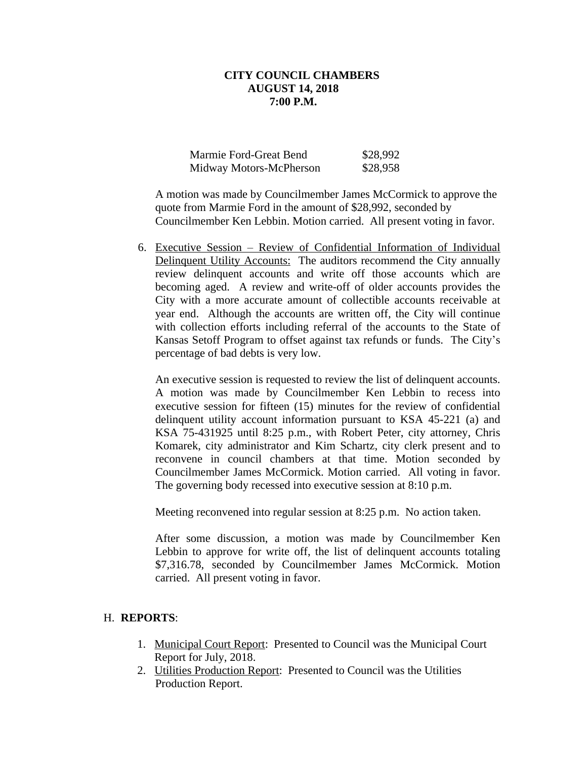**CITY COUNCIL CHAMBERS**
**AUGUST 14, 2018**
**7:00 P.M.**

| | |
|---|---|
| Marmie Ford-Great Bend | $28,992 |
| Midway Motors-McPherson | $28,958 |

A motion was made by Councilmember James McCormick to approve the quote from Marmie Ford in the amount of $28,992, seconded by Councilmember Ken Lebbin. Motion carried. All present voting in favor.

6. Executive Session – Review of Confidential Information of Individual Delinquent Utility Accounts: The auditors recommend the City annually review delinquent accounts and write off those accounts which are becoming aged. A review and write-off of older accounts provides the City with a more accurate amount of collectible accounts receivable at year end. Although the accounts are written off, the City will continue with collection efforts including referral of the accounts to the State of Kansas Setoff Program to offset against tax refunds or funds. The City's percentage of bad debts is very low.

   An executive session is requested to review the list of delinquent accounts. A motion was made by Councilmember Ken Lebbin to recess into executive session for fifteen (15) minutes for the review of confidential delinquent utility account information pursuant to KSA 45-221 (a) and KSA 75-431925 until 8:25 p.m., with Robert Peter, city attorney, Chris Komarek, city administrator and Kim Schartz, city clerk present and to reconvene in council chambers at that time. Motion seconded by Councilmember James McCormick. Motion carried. All voting in favor. The governing body recessed into executive session at 8:10 p.m.

   Meeting reconvened into regular session at 8:25 p.m. No action taken.

   After some discussion, a motion was made by Councilmember Ken Lebbin to approve for write off, the list of delinquent accounts totaling $7,316.78, seconded by Councilmember James McCormick. Motion carried. All present voting in favor.

H. **REPORTS**:

1. Municipal Court Report: Presented to Council was the Municipal Court Report for July, 2018.
2. Utilities Production Report: Presented to Council was the Utilities Production Report.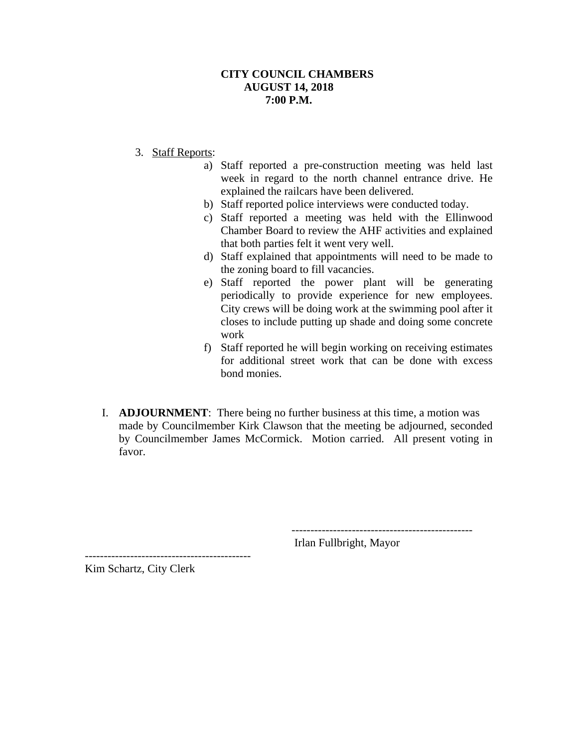**CITY COUNCIL CHAMBERS**
**AUGUST 14, 2018**
**7:00 P.M.**

3. Staff Reports:
   a) Staff reported a pre-construction meeting was held last week in regard to the north channel entrance drive. He explained the railcars have been delivered.
   b) Staff reported police interviews were conducted today.
   c) Staff reported a meeting was held with the Ellinwood Chamber Board to review the AHF activities and explained that both parties felt it went very well.
   d) Staff explained that appointments will need to be made to the zoning board to fill vacancies.
   e) Staff reported the power plant will be generating periodically to provide experience for new employees. City crews will be doing work at the swimming pool after it closes to include putting up shade and doing some concrete work
   f) Staff reported he will begin working on receiving estimates for additional street work that can be done with excess bond monies.

I. **ADJOURNMENT**: There being no further business at this time, a motion was made by Councilmember Kirk Clawson that the meeting be adjourned, seconded by Councilmember James McCormick. Motion carried. All present voting in favor.

------------------------------------------------
Irlan Fullbright, Mayor

--------------------------------------------
Kim Schartz, City Clerk